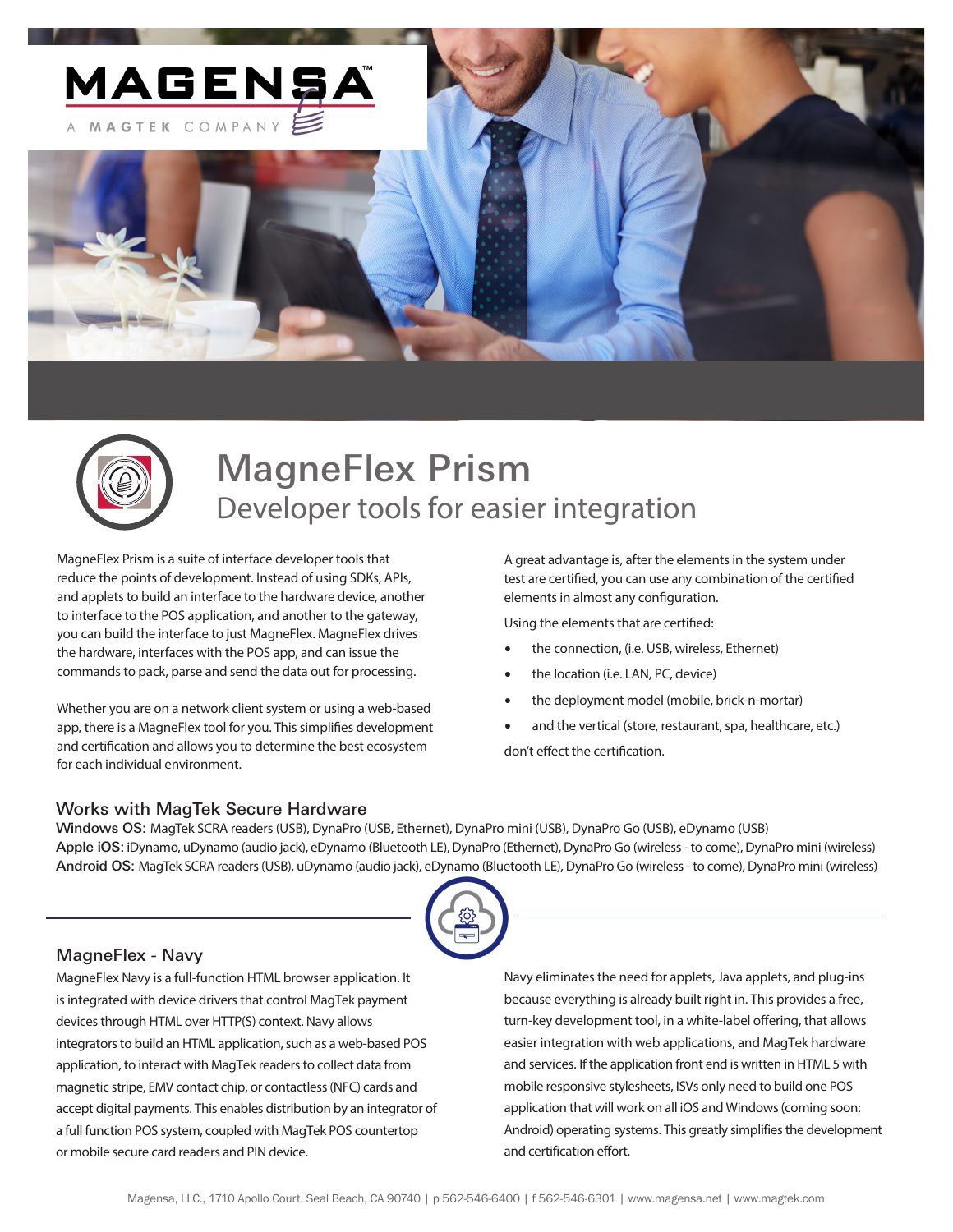# MagneFlex Prism

## Developer tools for easier integration

MagneFlex Prism is a suite of interface developer tools that reduce the points of development. Instead of using SDKs, APIs, and applets to build an interface to the hardware device, another to interface to the POS application, and another to the gateway, you can build the interface to just MagneFlex. MagneFlex drives the hardware, interfaces with the POS app, and can issue the commands to pack, parse and send the data out for processing.

Whether you are on a network client system or using a web-based app, there is a MagneFlex tool for you. This simplifies development and certification and allows you to determine the best ecosystem for each individual environment.

A great advantage is, after the elements in the system under test are certified, you can use any combination of the certified elements in almost any configuration.

Using the elements that are certified:

- the connection, (i.e. USB, wireless, Ethernet)
- the location (i.e. LAN, PC, device)
- the deployment model (mobile, brick-n-mortar)
- and the vertical (store, restaurant, spa, healthcare, etc.)

don't effect the certification.

### Works with MagTek Secure Hardware

**Windows OS:** MagTek SCRA readers (USB), DynaPro (USB, Ethernet), DynaPro mini (USB), DynaPro Go (USB), eDynamo (USB)

**Apple iOS:** iDynamo, uDynamo (audio jack), eDynamo (Bluetooth LE), DynaPro (Ethernet), DynaPro Go (wireless - to come), DynaPro mini (wireless)

**Android OS:** MagTek SCRA readers (USB), uDynamo (audio jack), eDynamo (Bluetooth LE), DynaPro Go (wireless - to come), DynaPro mini (wireless)

### MagneFlex - Navy

MagneFlex Navy is a full-function HTML browser application. It is integrated with device drivers that control MagTek payment devices through HTML over HTTP(S) context. Navy allows integrators to build an HTML application, such as a web-based POS application, to interact with MagTek readers to collect data from magnetic stripe, EMV contact chip, or contactless (NFC) cards and accept digital payments. This enables distribution by an integrator of a full function POS system, coupled with MagTek POS countertop or mobile secure card readers and PIN device.

Navy eliminates the need for applets, Java applets, and plug-ins because everything is already built right in. This provides a free, turn-key development tool, in a white-label offering, that allows easier integration with web applications, and MagTek hardware and services. If the application front end is written in HTML 5 with mobile responsive stylesheets, ISVs only need to build one POS application that will work on all iOS and Windows (coming soon: Android) operating systems. This greatly simplifies the development and certification effort.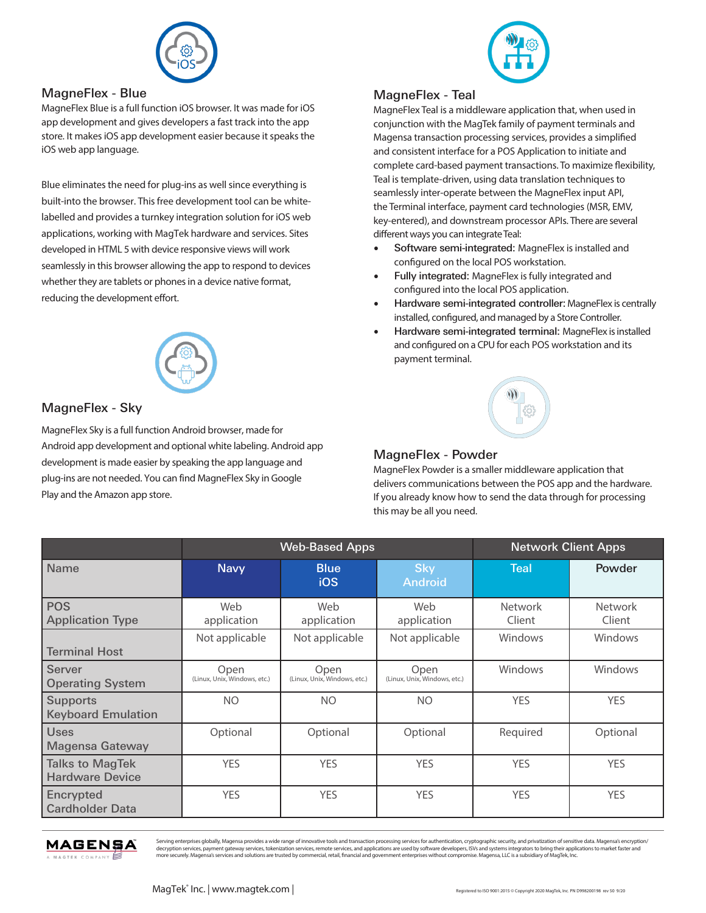## MagneFlex - Blue

MagneFlex Blue is a full function iOS browser. It was made for iOS app development and gives developers a fast track into the app store. It makes iOS app development easier because it speaks the iOS web app language.

Blue eliminates the need for plug-ins as well since everything is built-into the browser. This free development tool can be white-labelled and provides a turnkey integration solution for iOS web applications, working with MagTek hardware and services. Sites developed in HTML 5 with device responsive views will work seamlessly in this browser allowing the app to respond to devices whether they are tablets or phones in a device native format, reducing the development effort.

## MagneFlex - Sky

MagneFlex Sky is a full function Android browser, made for Android app development and optional white labeling. Android app development is made easier by speaking the app language and plug-ins are not needed. You can find MagneFlex Sky in Google Play and the Amazon app store.

## MagneFlex - Teal

MagneFlex Teal is a middleware application that, when used in conjunction with the MagTek family of payment terminals and Magensa transaction processing services, provides a simplified and consistent interface for a POS Application to initiate and complete card-based payment transactions. To maximize flexibility, Teal is template-driven, using data translation techniques to seamlessly inter-operate between the MagneFlex input API, the Terminal interface, payment card technologies (MSR, EMV, key-entered), and downstream processor APIs. There are several different ways you can integrate Teal:

- Software semi-integrated: MagneFlex is installed and configured on the local POS workstation.
- Fully integrated: MagneFlex is fully integrated and configured into the local POS application.
- Hardware semi-integrated controller: MagneFlex is centrally installed, configured, and managed by a Store Controller.
- Hardware semi-integrated terminal: MagneFlex is installed and configured on a CPU for each POS workstation and its payment terminal.

## MagneFlex - Powder

MagneFlex Powder is a smaller middleware application that delivers communications between the POS app and the hardware. If you already know how to send the data through for processing this may be all you need.

| | Web-Based Apps | | | Network Client Apps | |
|---|---|---|---|---|---|
| Name | Navy | Blue iOS | Sky Android | Teal | Powder |
| POS Application Type | Web application | Web application | Web application | Network Client | Network Client |
| Terminal Host | Not applicable | Not applicable | Not applicable | Windows | Windows |
| Server Operating System | Open (Linux, Unix, Windows, etc.) | Open (Linux, Unix, Windows, etc.) | Open (Linux, Unix, Windows, etc.) | Windows | Windows |
| Supports Keyboard Emulation | NO | NO | NO | YES | YES |
| Uses Magensa Gateway | Optional | Optional | Optional | Required | Optional |
| Talks to MagTek Hardware Device | YES | YES | YES | YES | YES |
| Encrypted Cardholder Data | YES | YES | YES | YES | YES |

MAGENSA
A MAGTEK COMPANY

Serving enterprises globally, Magensa provides a wide range of innovative tools and transaction processing services for authentication, cryptographic security, and privatization of sensitive data. Magensa's encryption/decryption services, payment gateway services, tokenization services, remote services, and applications are used by software developers, ISVs and systems integrators to bring their applications to market faster and more securely. Magensa's services and solutions are trusted by commercial, retail, financial and government enterprises without compromise. Magensa, LLC is a subsidiary of MagTek, Inc.

MagTek® Inc. | www.magtek.com |

Registered to ISO 9001:2015 © Copyright 2020 MagTek, Inc. PN D998200198 rev 50 9/20